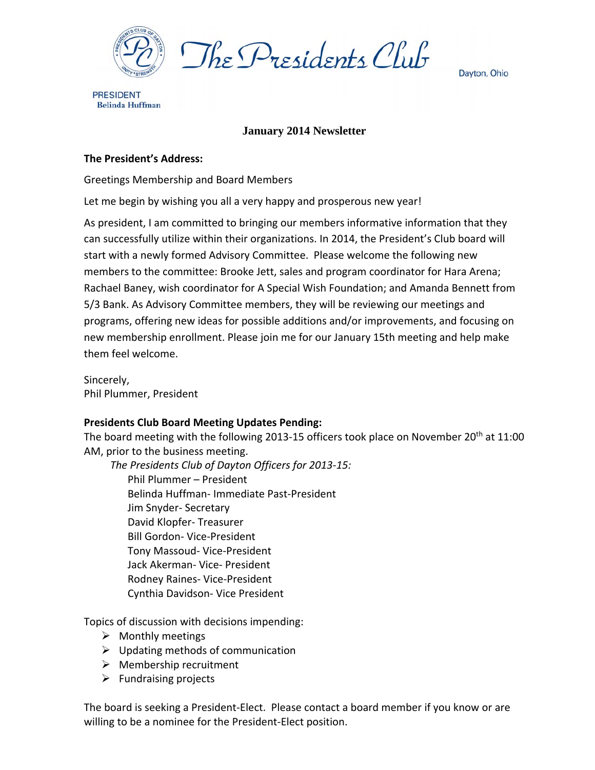# The Presidents Club

Dayton, Ohio

PRESIDENT
Belinda Huffman

## January 2014 Newsletter

**The President's Address:**

Greetings Membership and Board Members

Let me begin by wishing you all a very happy and prosperous new year!

As president, I am committed to bringing our members informative information that they can successfully utilize within their organizations. In 2014, the President's Club board will start with a newly formed Advisory Committee. Please welcome the following new members to the committee: Brooke Jett, sales and program coordinator for Hara Arena; Rachael Baney, wish coordinator for A Special Wish Foundation; and Amanda Bennett from 5/3 Bank. As Advisory Committee members, they will be reviewing our meetings and programs, offering new ideas for possible additions and/or improvements, and focusing on new membership enrollment. Please join me for our January 15th meeting and help make them feel welcome.

Sincerely,
Phil Plummer, President

**Presidents Club Board Meeting Updates Pending:**
The board meeting with the following 2013-15 officers took place on November 20th at 11:00 AM, prior to the business meeting.

*The Presidents Club of Dayton Officers for 2013-15:*

Phil Plummer – President
Belinda Huffman- Immediate Past-President
Jim Snyder- Secretary
David Klopfer- Treasurer
Bill Gordon- Vice-President
Tony Massoud- Vice-President
Jack Akerman- Vice- President
Rodney Raines- Vice-President
Cynthia Davidson- Vice President

Topics of discussion with decisions impending:

- Monthly meetings
- Updating methods of communication
- Membership recruitment
- Fundraising projects

The board is seeking a President-Elect. Please contact a board member if you know or are willing to be a nominee for the President-Elect position.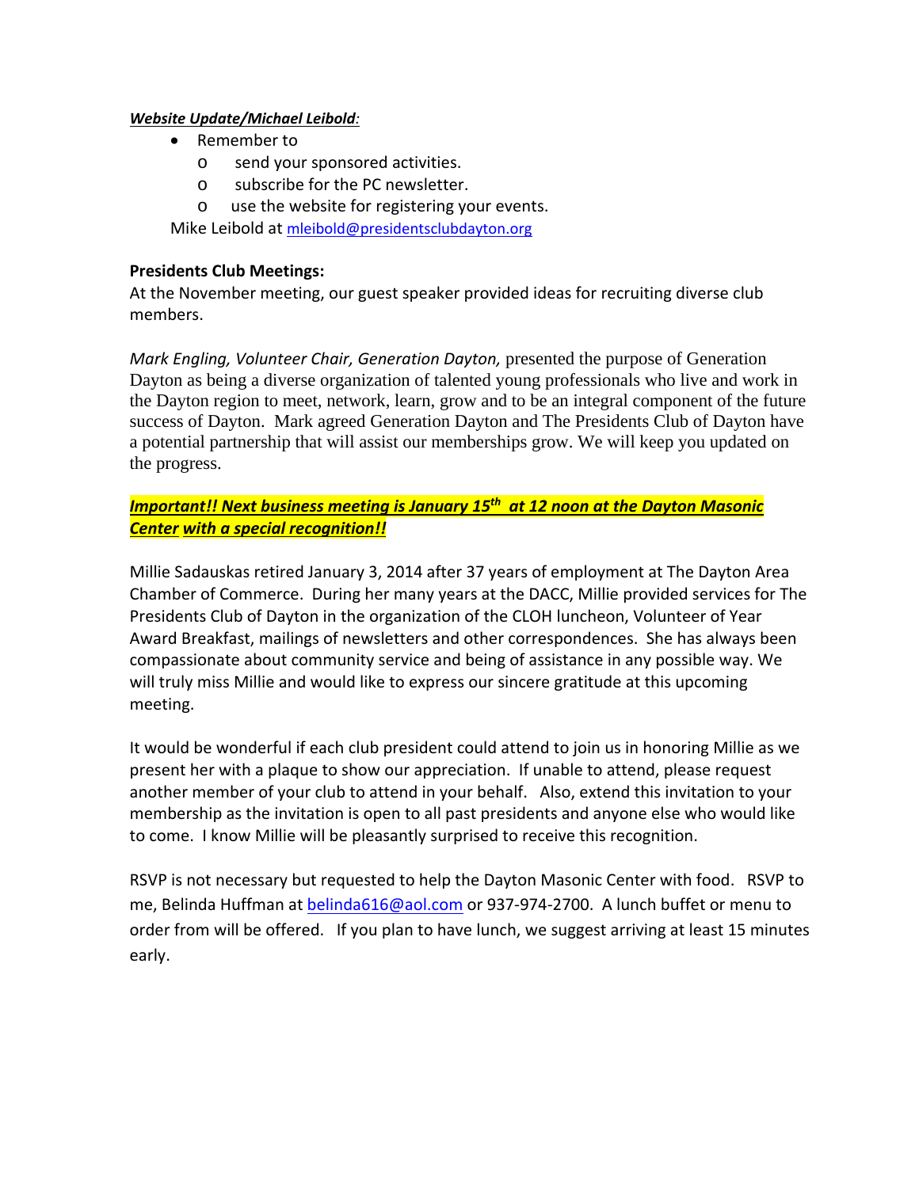***Website Update/Michael Leibold****:*

- Remember to
  - send your sponsored activities.
  - subscribe for the PC newsletter.
  - use the website for registering your events.

Mike Leibold at mleibold@presidentsclubdayton.org

**Presidents Club Meetings:**

At the November meeting, our guest speaker provided ideas for recruiting diverse club members.

*Mark Engling, Volunteer Chair, Generation Dayton,* presented the purpose of Generation Dayton as being a diverse organization of talented young professionals who live and work in the Dayton region to meet, network, learn, grow and to be an integral component of the future success of Dayton. Mark agreed Generation Dayton and The Presidents Club of Dayton have a potential partnership that will assist our memberships grow. We will keep you updated on the progress.

***Important!! Next business meeting is January 15th at 12 noon at the Dayton Masonic Center with a special recognition!!***

Millie Sadauskas retired January 3, 2014 after 37 years of employment at The Dayton Area Chamber of Commerce. During her many years at the DACC, Millie provided services for The Presidents Club of Dayton in the organization of the CLOH luncheon, Volunteer of Year Award Breakfast, mailings of newsletters and other correspondences. She has always been compassionate about community service and being of assistance in any possible way. We will truly miss Millie and would like to express our sincere gratitude at this upcoming meeting.

It would be wonderful if each club president could attend to join us in honoring Millie as we present her with a plaque to show our appreciation. If unable to attend, please request another member of your club to attend in your behalf. Also, extend this invitation to your membership as the invitation is open to all past presidents and anyone else who would like to come. I know Millie will be pleasantly surprised to receive this recognition.

RSVP is not necessary but requested to help the Dayton Masonic Center with food. RSVP to me, Belinda Huffman at belinda616@aol.com or 937-974-2700. A lunch buffet or menu to order from will be offered. If you plan to have lunch, we suggest arriving at least 15 minutes early.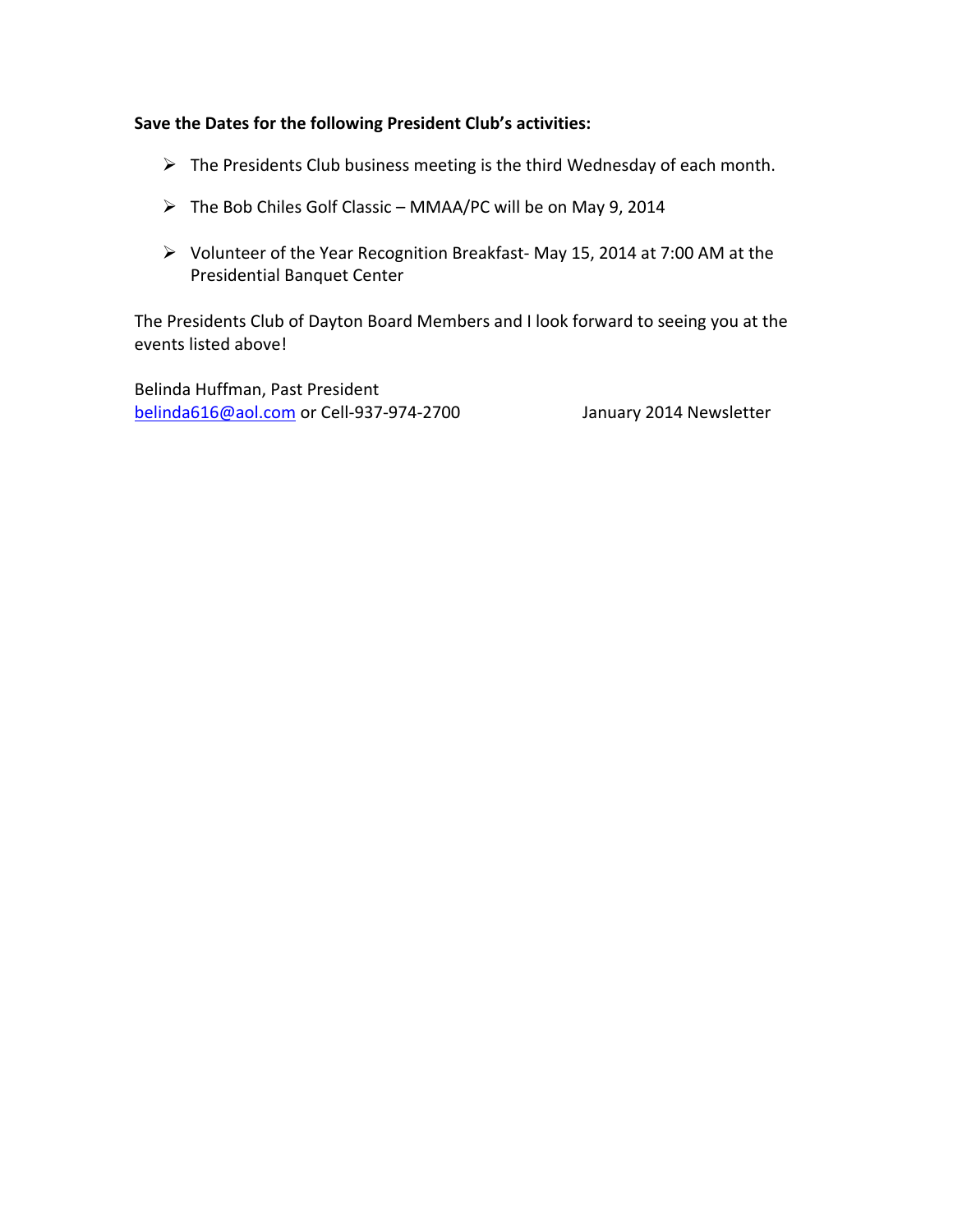**Save the Dates for the following President Club's activities:**

- The Presidents Club business meeting is the third Wednesday of each month.
- The Bob Chiles Golf Classic – MMAA/PC will be on May 9, 2014
- Volunteer of the Year Recognition Breakfast- May 15, 2014 at 7:00 AM at the Presidential Banquet Center

The Presidents Club of Dayton Board Members and I look forward to seeing you at the events listed above!

Belinda Huffman, Past President
belinda616@aol.com or Cell-937-974-2700 January 2014 Newsletter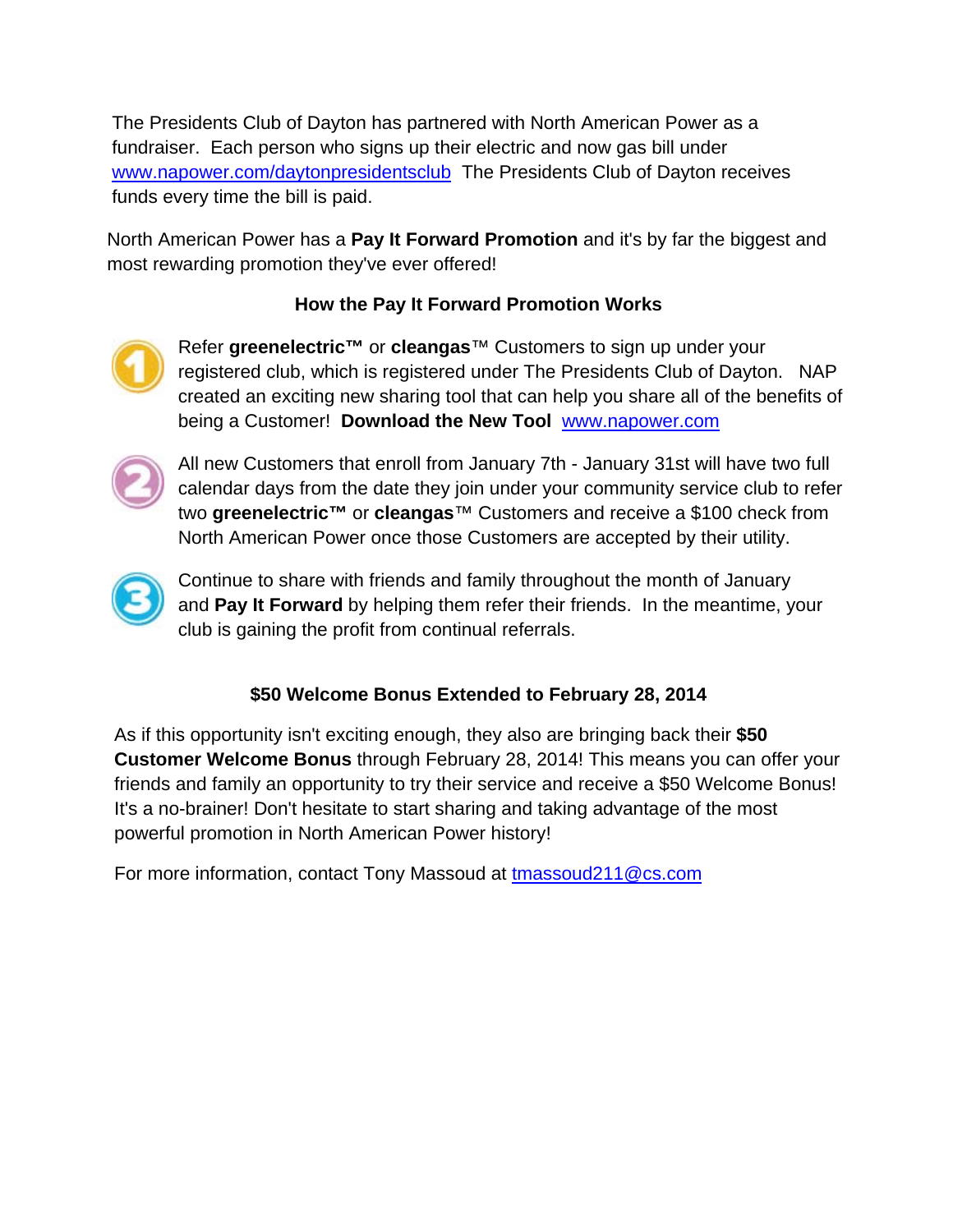The Presidents Club of Dayton has partnered with North American Power as a fundraiser. Each person who signs up their electric and now gas bill under www.napower.com/daytonpresidentsclub The Presidents Club of Dayton receives funds every time the bill is paid.

North American Power has a **Pay It Forward Promotion** and it's by far the biggest and most rewarding promotion they've ever offered!

### How the Pay It Forward Promotion Works

1. Refer **greenelectric™** or **cleangas**™ Customers to sign up under your registered club, which is registered under The Presidents Club of Dayton. NAP created an exciting new sharing tool that can help you share all of the benefits of being a Customer! **Download the New Tool** www.napower.com

2. All new Customers that enroll from January 7th - January 31st will have two full calendar days from the date they join under your community service club to refer two **greenelectric™** or **cleangas**™ Customers and receive a $100 check from North American Power once those Customers are accepted by their utility.

3. Continue to share with friends and family throughout the month of January and **Pay It Forward** by helping them refer their friends. In the meantime, your club is gaining the profit from continual referrals.

### $50 Welcome Bonus Extended to February 28, 2014

As if this opportunity isn't exciting enough, they also are bringing back their **$50 Customer Welcome Bonus** through February 28, 2014! This means you can offer your friends and family an opportunity to try their service and receive a $50 Welcome Bonus! It's a no-brainer! Don't hesitate to start sharing and taking advantage of the most powerful promotion in North American Power history!

For more information, contact Tony Massoud at tmassoud211@cs.com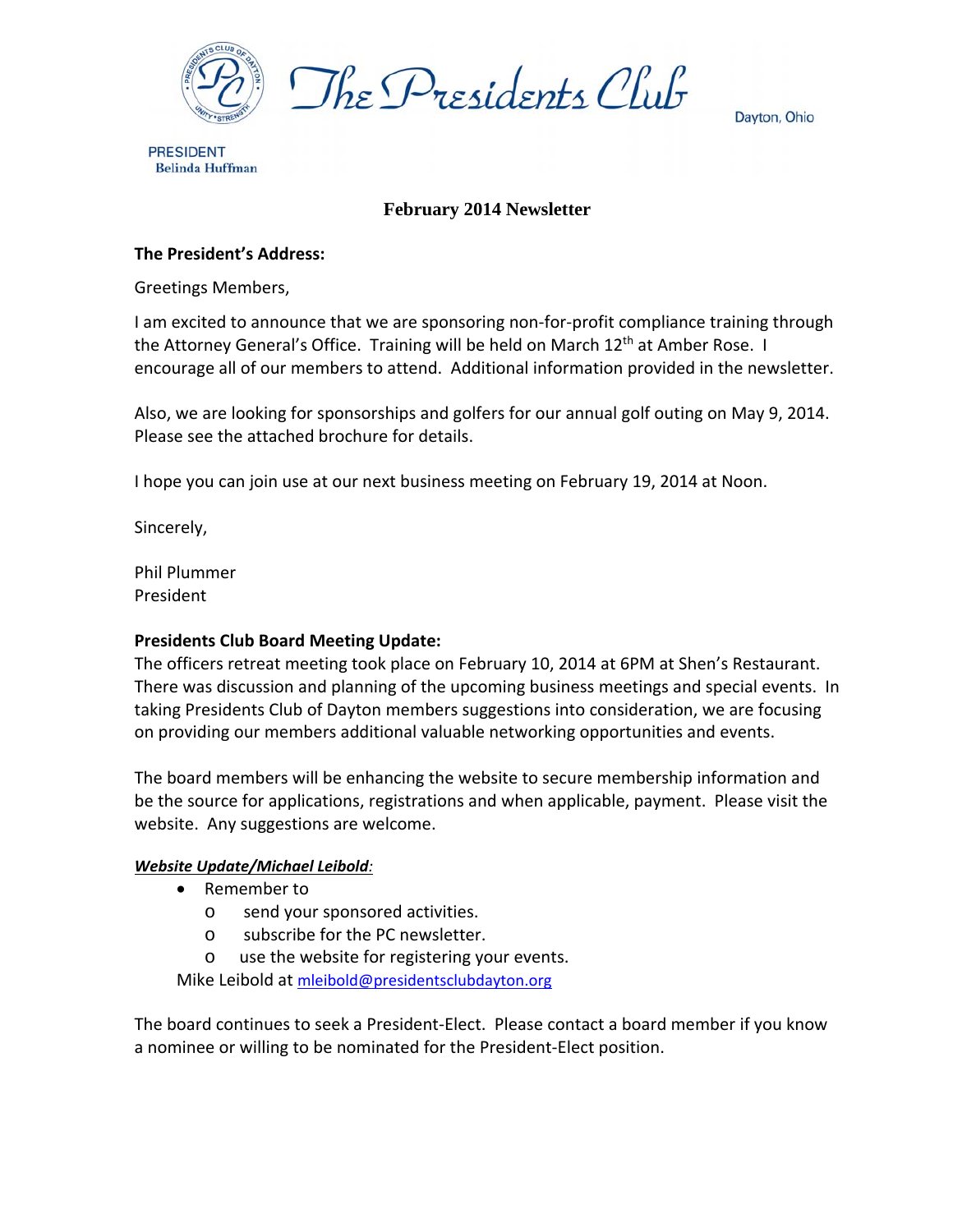# The Presidents Club

Dayton, Ohio

PRESIDENT
Belinda Huffman

## February 2014 Newsletter

**The President's Address:**

Greetings Members,

I am excited to announce that we are sponsoring non-for-profit compliance training through the Attorney General's Office. Training will be held on March 12th at Amber Rose. I encourage all of our members to attend. Additional information provided in the newsletter.

Also, we are looking for sponsorships and golfers for our annual golf outing on May 9, 2014. Please see the attached brochure for details.

I hope you can join use at our next business meeting on February 19, 2014 at Noon.

Sincerely,

Phil Plummer
President

**Presidents Club Board Meeting Update:**
The officers retreat meeting took place on February 10, 2014 at 6PM at Shen's Restaurant. There was discussion and planning of the upcoming business meetings and special events. In taking Presidents Club of Dayton members suggestions into consideration, we are focusing on providing our members additional valuable networking opportunities and events.

The board members will be enhancing the website to secure membership information and be the source for applications, registrations and when applicable, payment. Please visit the website. Any suggestions are welcome.

***Website Update/Michael Leibold:***

- Remember to
  - send your sponsored activities.
  - subscribe for the PC newsletter.
  - use the website for registering your events.

Mike Leibold at mleibold@presidentsclubdayton.org

The board continues to seek a President-Elect. Please contact a board member if you know a nominee or willing to be nominated for the President-Elect position.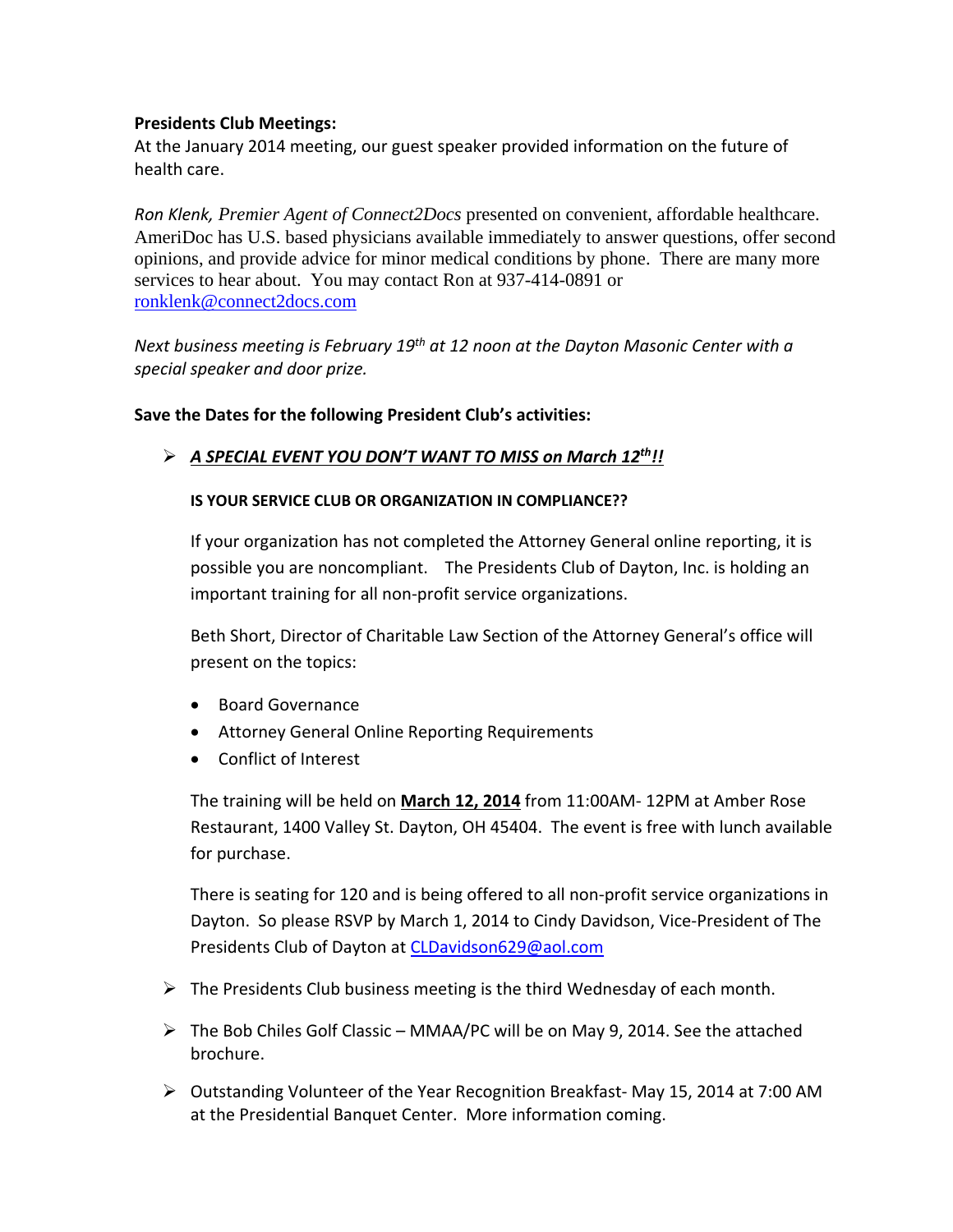**Presidents Club Meetings:**

At the January 2014 meeting, our guest speaker provided information on the future of health care.

*Ron Klenk, Premier Agent of Connect2Docs* presented on convenient, affordable healthcare. AmeriDoc has U.S. based physicians available immediately to answer questions, offer second opinions, and provide advice for minor medical conditions by phone. There are many more services to hear about. You may contact Ron at 937-414-0891 or ronklenk@connect2docs.com

*Next business meeting is February 19th at 12 noon at the Dayton Masonic Center with a special speaker and door prize.*

**Save the Dates for the following President Club's activities:**

- ***A SPECIAL EVENT YOU DON'T WANT TO MISS on March 12th!!***

  **IS YOUR SERVICE CLUB OR ORGANIZATION IN COMPLIANCE??**

  If your organization has not completed the Attorney General online reporting, it is possible you are noncompliant. The Presidents Club of Dayton, Inc. is holding an important training for all non-profit service organizations.

  Beth Short, Director of Charitable Law Section of the Attorney General's office will present on the topics:

  - Board Governance
  - Attorney General Online Reporting Requirements
  - Conflict of Interest

  The training will be held on **March 12, 2014** from 11:00AM- 12PM at Amber Rose Restaurant, 1400 Valley St. Dayton, OH 45404. The event is free with lunch available for purchase.

  There is seating for 120 and is being offered to all non-profit service organizations in Dayton. So please RSVP by March 1, 2014 to Cindy Davidson, Vice-President of The Presidents Club of Dayton at CLDavidson629@aol.com

- The Presidents Club business meeting is the third Wednesday of each month.
- The Bob Chiles Golf Classic – MMAA/PC will be on May 9, 2014. See the attached brochure.
- Outstanding Volunteer of the Year Recognition Breakfast- May 15, 2014 at 7:00 AM at the Presidential Banquet Center. More information coming.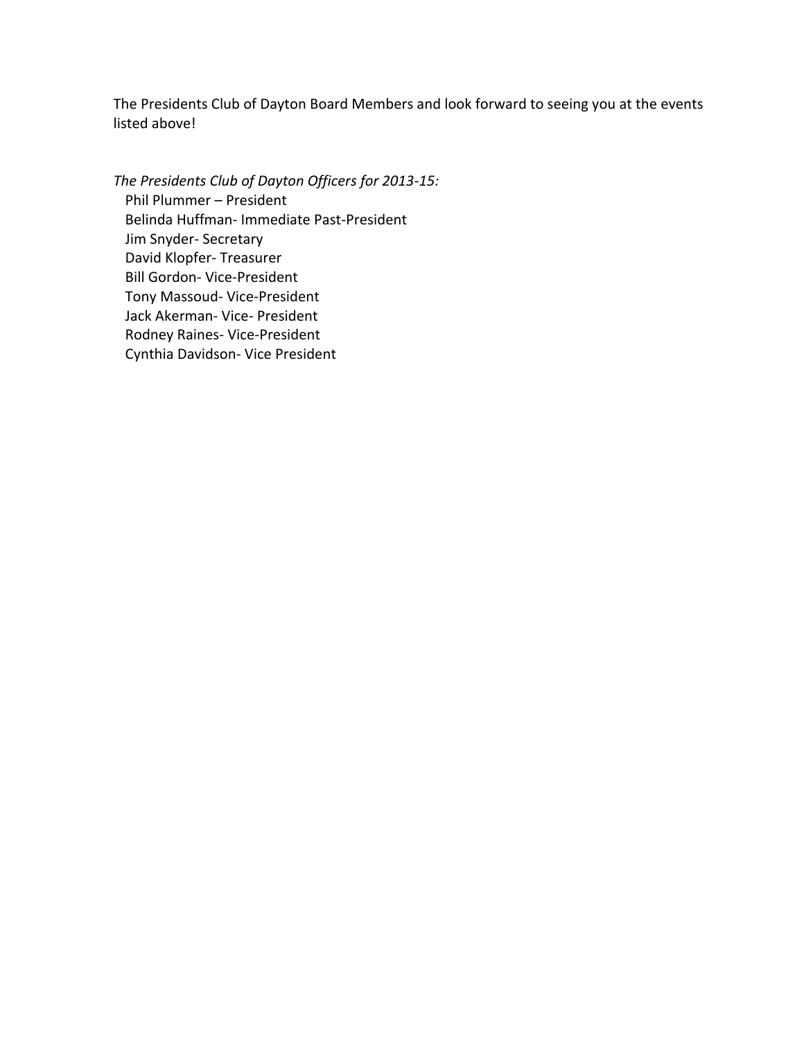The Presidents Club of Dayton Board Members and look forward to seeing you at the events listed above!

*The Presidents Club of Dayton Officers for 2013-15:*

Phil Plummer – President
Belinda Huffman- Immediate Past-President
Jim Snyder- Secretary
David Klopfer- Treasurer
Bill Gordon- Vice-President
Tony Massoud- Vice-President
Jack Akerman- Vice- President
Rodney Raines- Vice-President
Cynthia Davidson- Vice President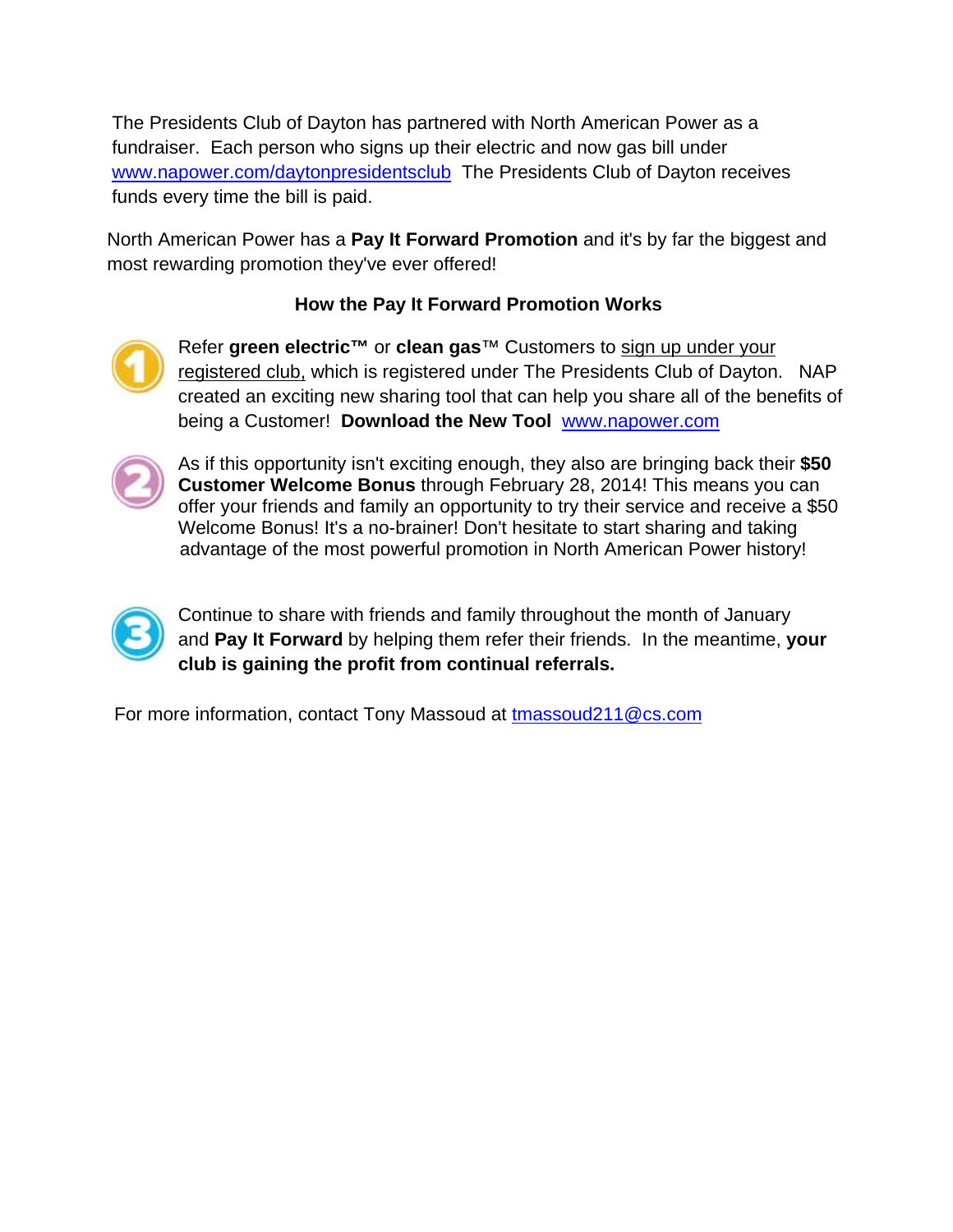The Presidents Club of Dayton has partnered with North American Power as a fundraiser. Each person who signs up their electric and now gas bill under www.napower.com/daytonpresidentsclub The Presidents Club of Dayton receives funds every time the bill is paid.

North American Power has a **Pay It Forward Promotion** and it's by far the biggest and most rewarding promotion they've ever offered!

**How the Pay It Forward Promotion Works**

1. Refer **green electric™** or **clean gas**™ Customers to sign up under your registered club, which is registered under The Presidents Club of Dayton. NAP created an exciting new sharing tool that can help you share all of the benefits of being a Customer! **Download the New Tool** www.napower.com

2. As if this opportunity isn't exciting enough, they also are bringing back their **$50 Customer Welcome Bonus** through February 28, 2014! This means you can offer your friends and family an opportunity to try their service and receive a $50 Welcome Bonus! It's a no-brainer! Don't hesitate to start sharing and taking advantage of the most powerful promotion in North American Power history!

3. Continue to share with friends and family throughout the month of January and **Pay It Forward** by helping them refer their friends. In the meantime, **your club is gaining the profit from continual referrals.**

For more information, contact Tony Massoud at tmassoud211@cs.com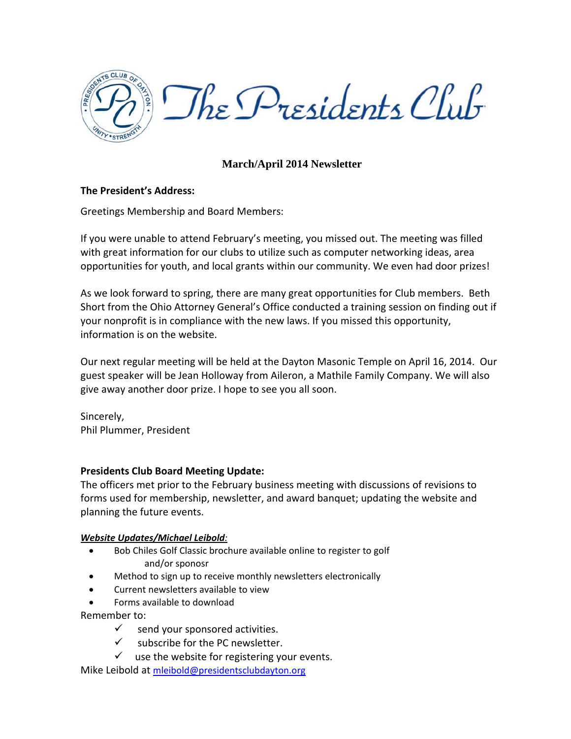# The Presidents Club

## March/April 2014 Newsletter

**The President's Address:**

Greetings Membership and Board Members:

If you were unable to attend February's meeting, you missed out. The meeting was filled with great information for our clubs to utilize such as computer networking ideas, area opportunities for youth, and local grants within our community. We even had door prizes!

As we look forward to spring, there are many great opportunities for Club members. Beth Short from the Ohio Attorney General's Office conducted a training session on finding out if your nonprofit is in compliance with the new laws. If you missed this opportunity, information is on the website.

Our next regular meeting will be held at the Dayton Masonic Temple on April 16, 2014. Our guest speaker will be Jean Holloway from Aileron, a Mathile Family Company. We will also give away another door prize. I hope to see you all soon.

Sincerely,
Phil Plummer, President

**Presidents Club Board Meeting Update:**
The officers met prior to the February business meeting with discussions of revisions to forms used for membership, newsletter, and award banquet; updating the website and planning the future events.

***Website Updates/Michael Leibold:***

- Bob Chiles Golf Classic brochure available online to register to golf and/or sponosr
- Method to sign up to receive monthly newsletters electronically
- Current newsletters available to view
- Forms available to download

Remember to:

- ✓ send your sponsored activities.
- ✓ subscribe for the PC newsletter.
- ✓ use the website for registering your events.

Mike Leibold at mleibold@presidentsclubdayton.org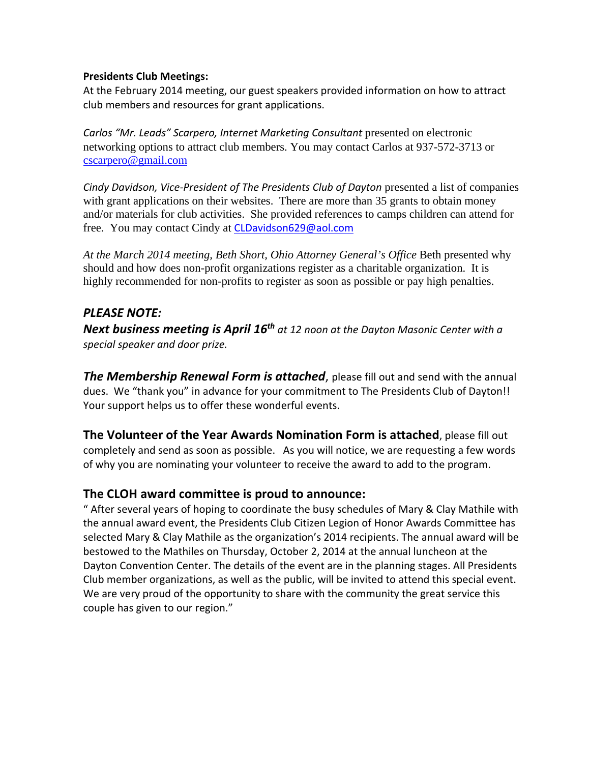**Presidents Club Meetings:**

At the February 2014 meeting, our guest speakers provided information on how to attract club members and resources for grant applications.

*Carlos "Mr. Leads" Scarpero, Internet Marketing Consultant* presented on electronic networking options to attract club members. You may contact Carlos at 937-572-3713 or cscarpero@gmail.com

*Cindy Davidson, Vice-President of The Presidents Club of Dayton* presented a list of companies with grant applications on their websites. There are more than 35 grants to obtain money and/or materials for club activities. She provided references to camps children can attend for free. You may contact Cindy at CLDavidson629@aol.com

*At the March 2014 meeting, Beth Short, Ohio Attorney General's Office* Beth presented why should and how does non-profit organizations register as a charitable organization. It is highly recommended for non-profits to register as soon as possible or pay high penalties.

## *PLEASE NOTE:*

***Next business meeting is April 16th*** *at 12 noon at the Dayton Masonic Center with a special speaker and door prize.*

***The Membership Renewal Form is attached***, please fill out and send with the annual dues. We "thank you" in advance for your commitment to The Presidents Club of Dayton!! Your support helps us to offer these wonderful events.

**The Volunteer of the Year Awards Nomination Form is attached**, please fill out completely and send as soon as possible. As you will notice, we are requesting a few words of why you are nominating your volunteer to receive the award to add to the program.

### The CLOH award committee is proud to announce:

" After several years of hoping to coordinate the busy schedules of Mary & Clay Mathile with the annual award event, the Presidents Club Citizen Legion of Honor Awards Committee has selected Mary & Clay Mathile as the organization's 2014 recipients. The annual award will be bestowed to the Mathiles on Thursday, October 2, 2014 at the annual luncheon at the Dayton Convention Center. The details of the event are in the planning stages. All Presidents Club member organizations, as well as the public, will be invited to attend this special event. We are very proud of the opportunity to share with the community the great service this couple has given to our region."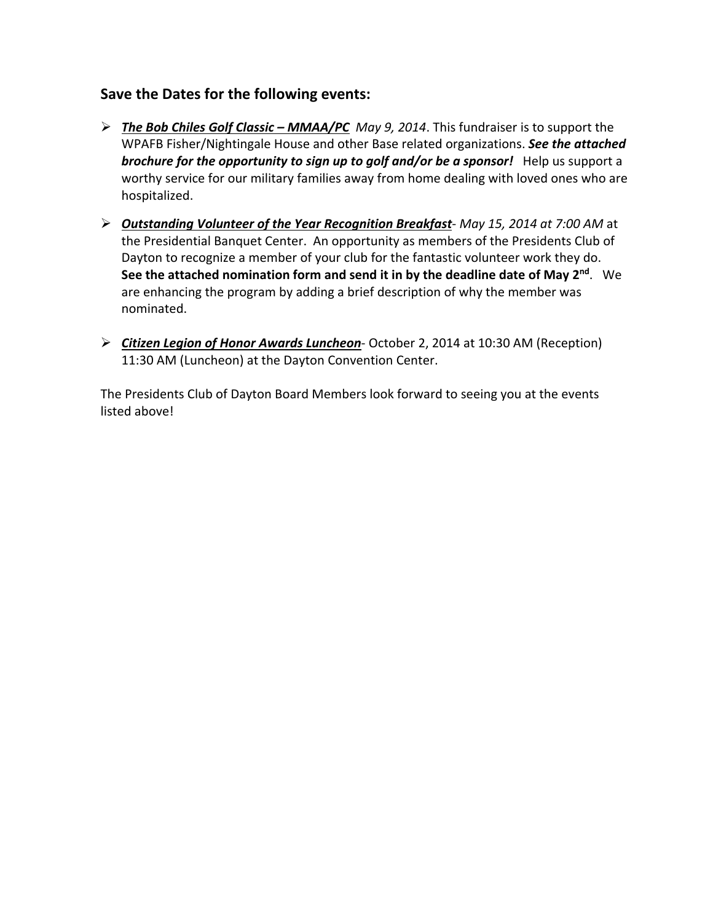## Save the Dates for the following events:

- ***The Bob Chiles Golf Classic – MMAA/PC*** *May 9, 2014*. This fundraiser is to support the WPAFB Fisher/Nightingale House and other Base related organizations. ***See the attached brochure for the opportunity to sign up to golf and/or be a sponsor!*** Help us support a worthy service for our military families away from home dealing with loved ones who are hospitalized.

- ***Outstanding Volunteer of the Year Recognition Breakfast***- *May 15, 2014 at 7:00 AM* at the Presidential Banquet Center. An opportunity as members of the Presidents Club of Dayton to recognize a member of your club for the fantastic volunteer work they do. **See the attached nomination form and send it in by the deadline date of May 2nd**. We are enhancing the program by adding a brief description of why the member was nominated.

- ***Citizen Legion of Honor Awards Luncheon***- October 2, 2014 at 10:30 AM (Reception) 11:30 AM (Luncheon) at the Dayton Convention Center.

The Presidents Club of Dayton Board Members look forward to seeing you at the events listed above!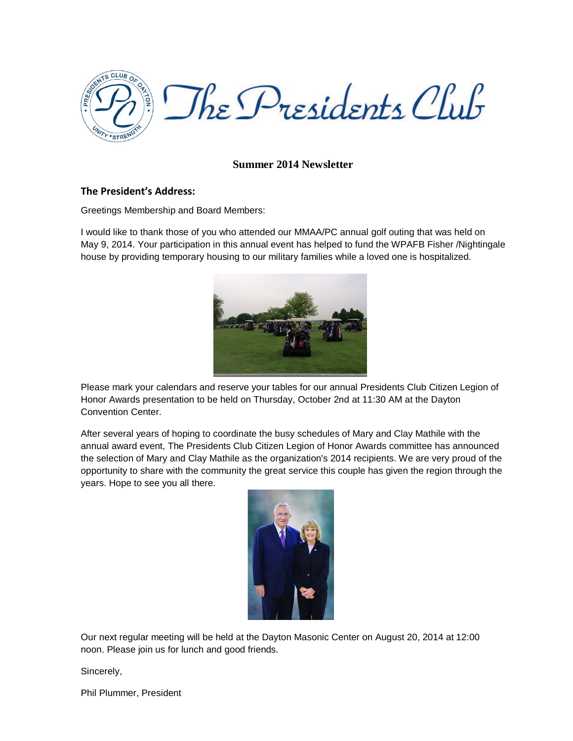# The Presidents Club

## Summer 2014 Newsletter

### The President's Address:

Greetings Membership and Board Members:

I would like to thank those of you who attended our MMAA/PC annual golf outing that was held on May 9, 2014. Your participation in this annual event has helped to fund the WPAFB Fisher /Nightingale house by providing temporary housing to our military families while a loved one is hospitalized.

Please mark your calendars and reserve your tables for our annual Presidents Club Citizen Legion of Honor Awards presentation to be held on Thursday, October 2nd at 11:30 AM at the Dayton Convention Center.

After several years of hoping to coordinate the busy schedules of Mary and Clay Mathile with the annual award event, The Presidents Club Citizen Legion of Honor Awards committee has announced the selection of Mary and Clay Mathile as the organization's 2014 recipients. We are very proud of the opportunity to share with the community the great service this couple has given the region through the years. Hope to see you all there.

Our next regular meeting will be held at the Dayton Masonic Center on August 20, 2014 at 12:00 noon. Please join us for lunch and good friends.

Sincerely,

Phil Plummer, President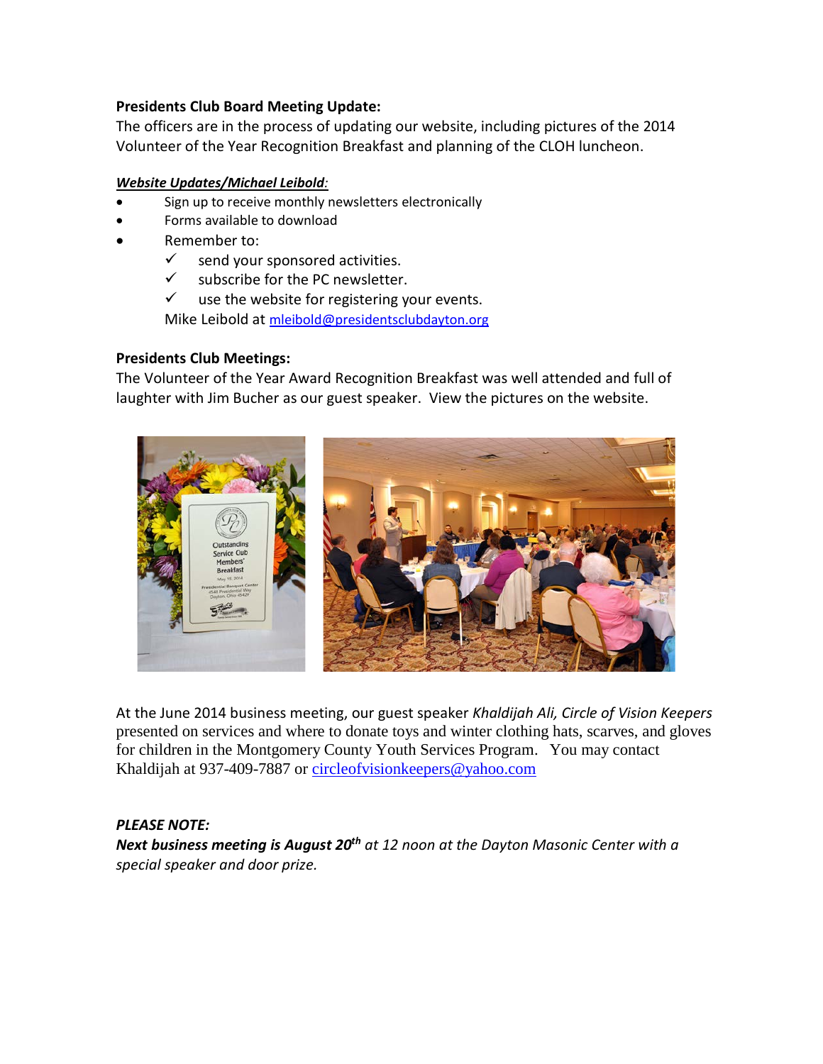**Presidents Club Board Meeting Update:**

The officers are in the process of updating our website, including pictures of the 2014 Volunteer of the Year Recognition Breakfast and planning of the CLOH luncheon.

***Website Updates/Michael Leibold:***

- Sign up to receive monthly newsletters electronically
- Forms available to download
- Remember to:
  - ✓ send your sponsored activities.
  - ✓ subscribe for the PC newsletter.
  - ✓ use the website for registering your events.

  Mike Leibold at mleibold@presidentsclubdayton.org

**Presidents Club Meetings:**

The Volunteer of the Year Award Recognition Breakfast was well attended and full of laughter with Jim Bucher as our guest speaker. View the pictures on the website.

At the June 2014 business meeting, our guest speaker *Khaldijah Ali, Circle of Vision Keepers* presented on services and where to donate toys and winter clothing hats, scarves, and gloves for children in the Montgomery County Youth Services Program. You may contact Khaldijah at 937-409-7887 or circleofvisionkeepers@yahoo.com

***PLEASE NOTE:***

***Next business meeting is August 20th*** *at 12 noon at the Dayton Masonic Center with a special speaker and door prize.*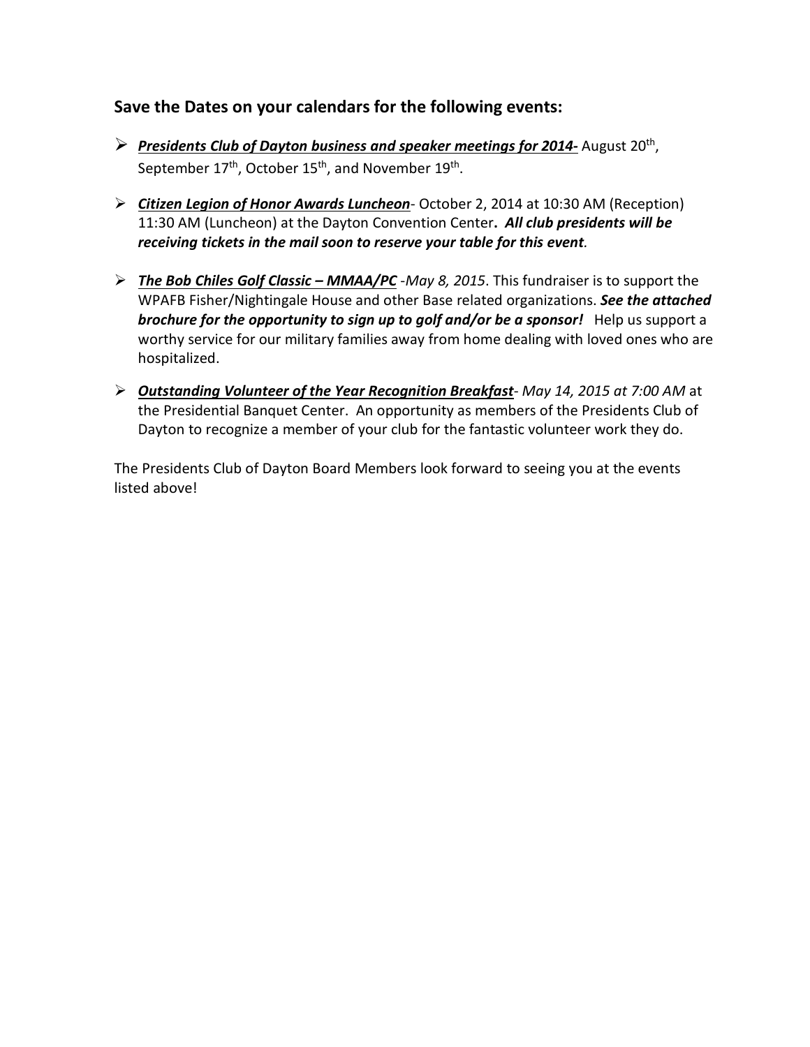### Save the Dates on your calendars for the following events:

- ***Presidents Club of Dayton business and speaker meetings for 2014-*** August 20th, September 17th, October 15th, and November 19th.
- ***Citizen Legion of Honor Awards Luncheon***- October 2, 2014 at 10:30 AM (Reception) 11:30 AM (Luncheon) at the Dayton Convention Center**. *All club presidents will be receiving tickets in the mail soon to reserve your table for this event*.**
- ***The Bob Chiles Golf Classic – MMAA/PC*** *-May 8, 2015*. This fundraiser is to support the WPAFB Fisher/Nightingale House and other Base related organizations. ***See the attached brochure for the opportunity to sign up to golf and/or be a sponsor!*** Help us support a worthy service for our military families away from home dealing with loved ones who are hospitalized.
- ***Outstanding Volunteer of the Year Recognition Breakfast***- *May 14, 2015 at 7:00 AM* at the Presidential Banquet Center. An opportunity as members of the Presidents Club of Dayton to recognize a member of your club for the fantastic volunteer work they do.

The Presidents Club of Dayton Board Members look forward to seeing you at the events listed above!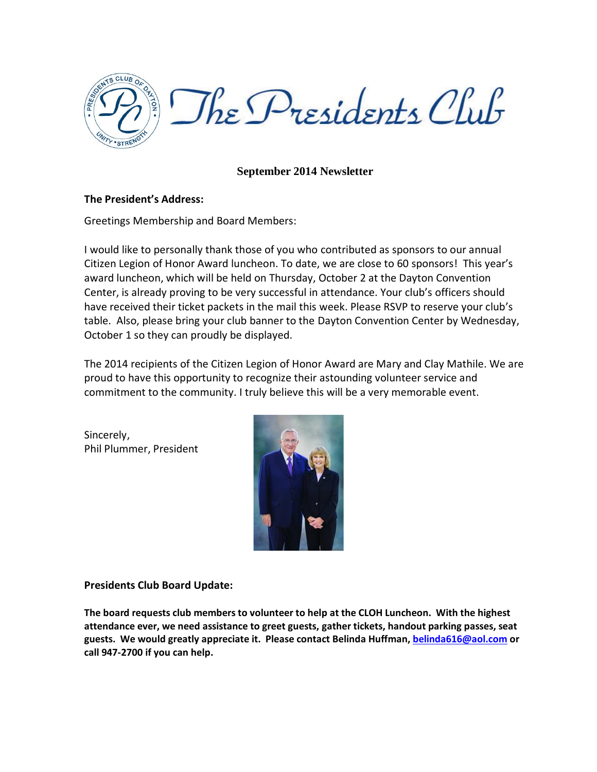# The Presidents Club

## September 2014 Newsletter

**The President's Address:**

Greetings Membership and Board Members:

I would like to personally thank those of you who contributed as sponsors to our annual Citizen Legion of Honor Award luncheon. To date, we are close to 60 sponsors! This year's award luncheon, which will be held on Thursday, October 2 at the Dayton Convention Center, is already proving to be very successful in attendance. Your club's officers should have received their ticket packets in the mail this week. Please RSVP to reserve your club's table. Also, please bring your club banner to the Dayton Convention Center by Wednesday, October 1 so they can proudly be displayed.

The 2014 recipients of the Citizen Legion of Honor Award are Mary and Clay Mathile. We are proud to have this opportunity to recognize their astounding volunteer service and commitment to the community. I truly believe this will be a very memorable event.

Sincerely,
Phil Plummer, President

**Presidents Club Board Update:**

**The board requests club members to volunteer to help at the CLOH Luncheon. With the highest attendance ever, we need assistance to greet guests, gather tickets, handout parking passes, seat guests. We would greatly appreciate it. Please contact Belinda Huffman, belinda616@aol.com or call 947-2700 if you can help.**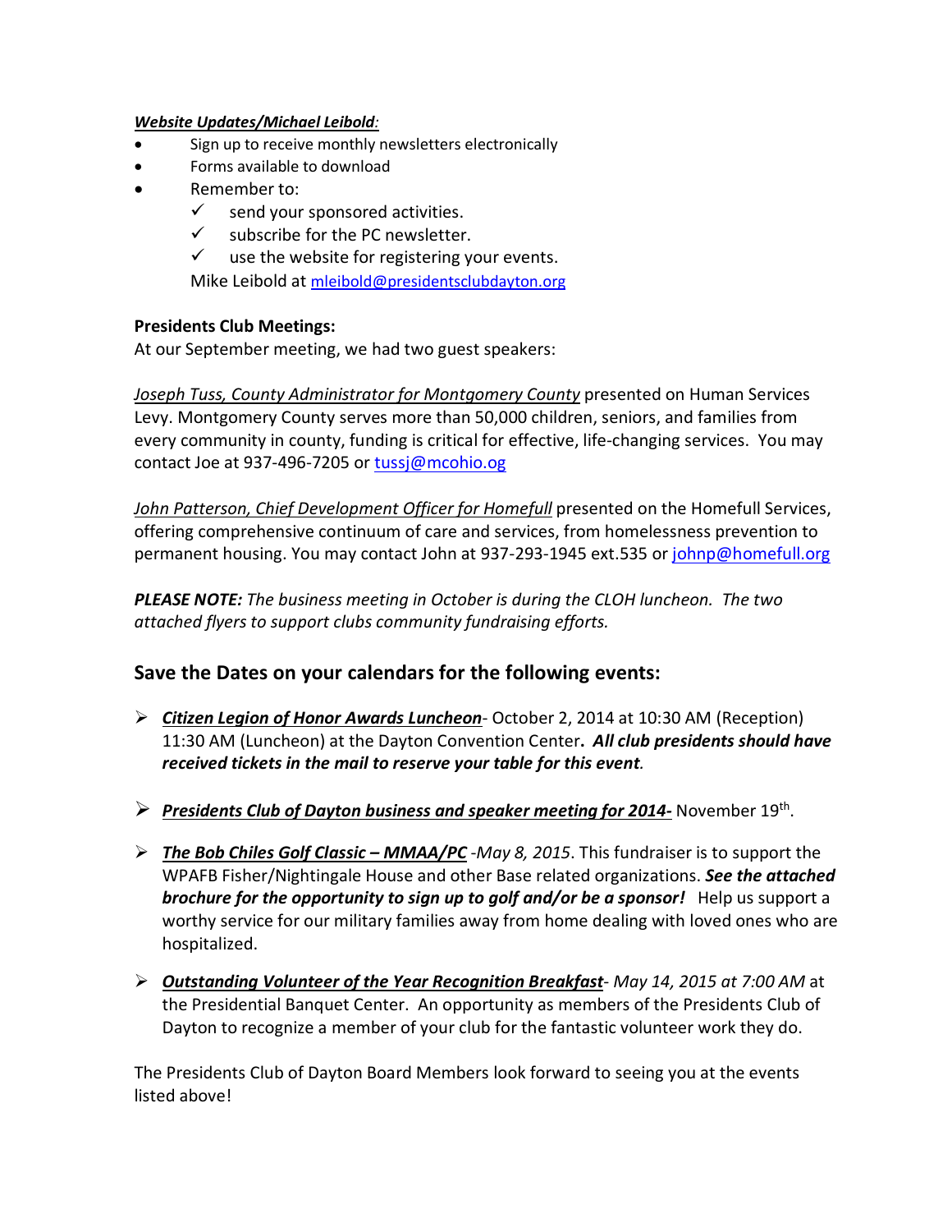***Website Updates/Michael Leibold*:**

- Sign up to receive monthly newsletters electronically
- Forms available to download
- Remember to:
  - ✓ send your sponsored activities.
  - ✓ subscribe for the PC newsletter.
  - ✓ use the website for registering your events.

  Mike Leibold at mleibold@presidentsclubdayton.org

**Presidents Club Meetings:**

At our September meeting, we had two guest speakers:

*Joseph Tuss, County Administrator for Montgomery County* presented on Human Services Levy. Montgomery County serves more than 50,000 children, seniors, and families from every community in county, funding is critical for effective, life-changing services. You may contact Joe at 937-496-7205 or tussj@mcohio.og

*John Patterson, Chief Development Officer for Homefull* presented on the Homefull Services, offering comprehensive continuum of care and services, from homelessness prevention to permanent housing. You may contact John at 937-293-1945 ext.535 or johnp@homefull.org

***PLEASE NOTE:*** *The business meeting in October is during the CLOH luncheon. The two attached flyers to support clubs community fundraising efforts.*

## Save the Dates on your calendars for the following events:

- ***Citizen Legion of Honor Awards Luncheon***- October 2, 2014 at 10:30 AM (Reception) 11:30 AM (Luncheon) at the Dayton Convention Center**.** ***All club presidents should have received tickets in the mail to reserve your table for this event****.*

- ***Presidents Club of Dayton business and speaker meeting for 2014-*** November 19th.

- ***The Bob Chiles Golf Classic – MMAA/PC*** *-May 8, 2015*. This fundraiser is to support the WPAFB Fisher/Nightingale House and other Base related organizations. ***See the attached brochure for the opportunity to sign up to golf and/or be a sponsor!*** Help us support a worthy service for our military families away from home dealing with loved ones who are hospitalized.

- ***Outstanding Volunteer of the Year Recognition Breakfast****- May 14, 2015 at 7:00 AM* at the Presidential Banquet Center. An opportunity as members of the Presidents Club of Dayton to recognize a member of your club for the fantastic volunteer work they do.

The Presidents Club of Dayton Board Members look forward to seeing you at the events listed above!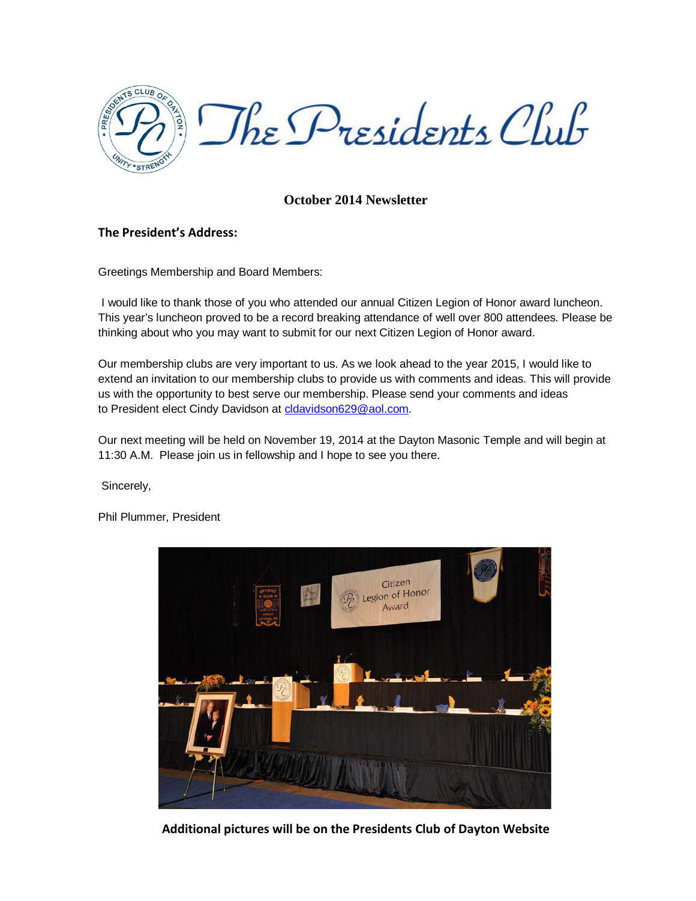# The Presidents Club

## October 2014 Newsletter

**The President's Address:**

Greetings Membership and Board Members:

I would like to thank those of you who attended our annual Citizen Legion of Honor award luncheon. This year's luncheon proved to be a record breaking attendance of well over 800 attendees. Please be thinking about who you may want to submit for our next Citizen Legion of Honor award.

Our membership clubs are very important to us. As we look ahead to the year 2015, I would like to extend an invitation to our membership clubs to provide us with comments and ideas. This will provide us with the opportunity to best serve our membership. Please send your comments and ideas to President elect Cindy Davidson at cldavidson629@aol.com.

Our next meeting will be held on November 19, 2014 at the Dayton Masonic Temple and will begin at 11:30 A.M. Please join us in fellowship and I hope to see you there.

Sincerely,

Phil Plummer, President

**Additional pictures will be on the Presidents Club of Dayton Website**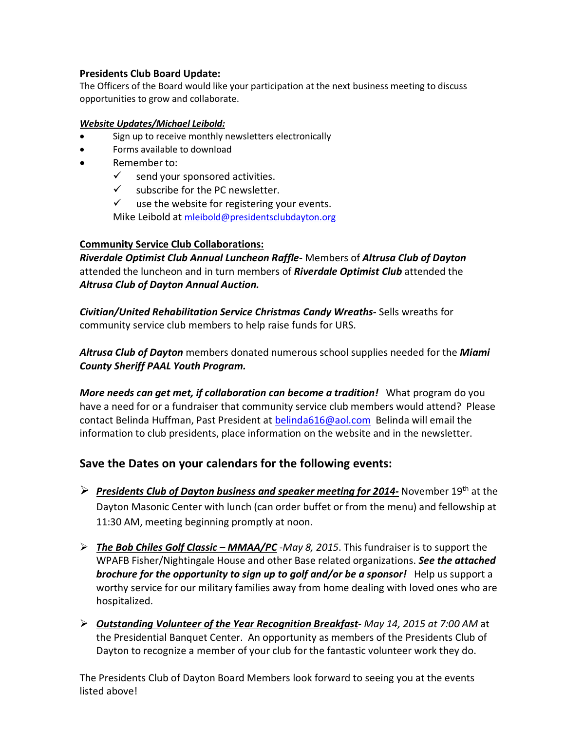**Presidents Club Board Update:**
The Officers of the Board would like your participation at the next business meeting to discuss opportunities to grow and collaborate.

***Website Updates/Michael Leibold:***

- Sign up to receive monthly newsletters electronically
- Forms available to download
- Remember to:
  - ✓ send your sponsored activities.
  - ✓ subscribe for the PC newsletter.
  - ✓ use the website for registering your events.

  Mike Leibold at mleibold@presidentsclubdayton.org

**Community Service Club Collaborations:**
***Riverdale Optimist Club Annual Luncheon Raffle-*** Members of ***Altrusa Club of Dayton*** attended the luncheon and in turn members of ***Riverdale Optimist Club*** attended the ***Altrusa Club of Dayton Annual Auction.***

***Civitian/United Rehabilitation Service Christmas Candy Wreaths-*** Sells wreaths for community service club members to help raise funds for URS.

***Altrusa Club of Dayton*** members donated numerous school supplies needed for the ***Miami County Sheriff PAAL Youth Program.***

***More needs can get met, if collaboration can become a tradition!*** What program do you have a need for or a fundraiser that community service club members would attend? Please contact Belinda Huffman, Past President at belinda616@aol.com Belinda will email the information to club presidents, place information on the website and in the newsletter.

## Save the Dates on your calendars for the following events:

- ***Presidents Club of Dayton business and speaker meeting for 2014-*** November 19th at the Dayton Masonic Center with lunch (can order buffet or from the menu) and fellowship at 11:30 AM, meeting beginning promptly at noon.
- ***The Bob Chiles Golf Classic – MMAA/PC*** *-May 8, 2015*. This fundraiser is to support the WPAFB Fisher/Nightingale House and other Base related organizations. ***See the attached brochure for the opportunity to sign up to golf and/or be a sponsor!*** Help us support a worthy service for our military families away from home dealing with loved ones who are hospitalized.
- ***Outstanding Volunteer of the Year Recognition Breakfast****- May 14, 2015 at 7:00 AM* at the Presidential Banquet Center. An opportunity as members of the Presidents Club of Dayton to recognize a member of your club for the fantastic volunteer work they do.

The Presidents Club of Dayton Board Members look forward to seeing you at the events listed above!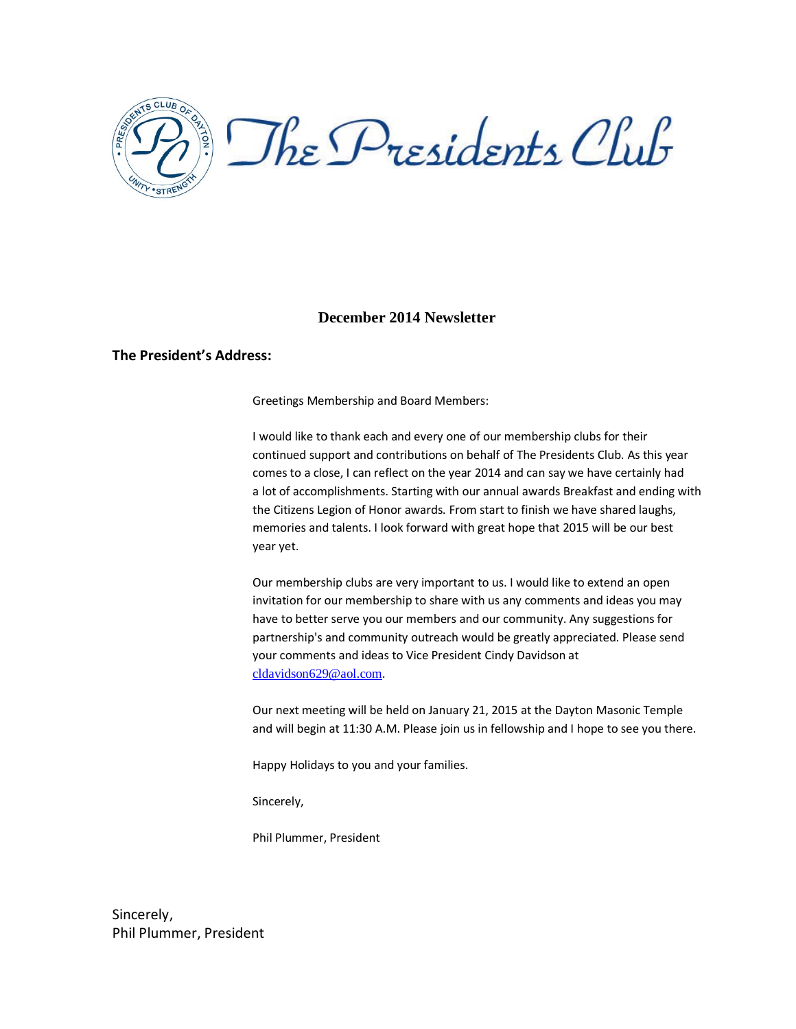The Presidents Club

## December 2014 Newsletter

### The President's Address:

Greetings Membership and Board Members:

I would like to thank each and every one of our membership clubs for their continued support and contributions on behalf of The Presidents Club. As this year comes to a close, I can reflect on the year 2014 and can say we have certainly had a lot of accomplishments. Starting with our annual awards Breakfast and ending with the Citizens Legion of Honor awards. From start to finish we have shared laughs, memories and talents. I look forward with great hope that 2015 will be our best year yet.

Our membership clubs are very important to us. I would like to extend an open invitation for our membership to share with us any comments and ideas you may have to better serve you our members and our community. Any suggestions for partnership's and community outreach would be greatly appreciated. Please send your comments and ideas to Vice President Cindy Davidson at cldavidson629@aol.com.

Our next meeting will be held on January 21, 2015 at the Dayton Masonic Temple and will begin at 11:30 A.M. Please join us in fellowship and I hope to see you there.

Happy Holidays to you and your families.

Sincerely,

Phil Plummer, President

Sincerely,
Phil Plummer, President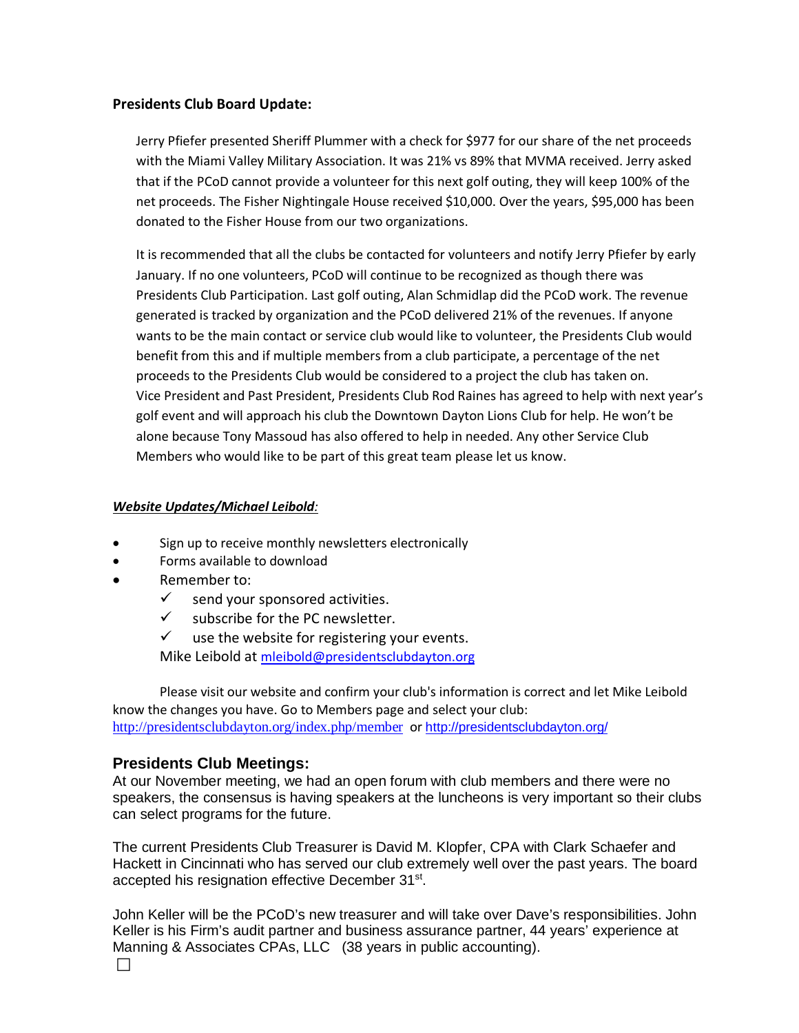**Presidents Club Board Update:**

Jerry Pfiefer presented Sheriff Plummer with a check for $977 for our share of the net proceeds with the Miami Valley Military Association. It was 21% vs 89% that MVMA received. Jerry asked that if the PCoD cannot provide a volunteer for this next golf outing, they will keep 100% of the net proceeds. The Fisher Nightingale House received $10,000. Over the years, $95,000 has been donated to the Fisher House from our two organizations.

It is recommended that all the clubs be contacted for volunteers and notify Jerry Pfiefer by early January. If no one volunteers, PCoD will continue to be recognized as though there was Presidents Club Participation. Last golf outing, Alan Schmidlap did the PCoD work. The revenue generated is tracked by organization and the PCoD delivered 21% of the revenues. If anyone wants to be the main contact or service club would like to volunteer, the Presidents Club would benefit from this and if multiple members from a club participate, a percentage of the net proceeds to the Presidents Club would be considered to a project the club has taken on. Vice President and Past President, Presidents Club Rod Raines has agreed to help with next year's golf event and will approach his club the Downtown Dayton Lions Club for help. He won't be alone because Tony Massoud has also offered to help in needed. Any other Service Club Members who would like to be part of this great team please let us know.

***Website Updates/Michael Leibold:***

- Sign up to receive monthly newsletters electronically
- Forms available to download
- Remember to:
  - ✓ send your sponsored activities.
  - ✓ subscribe for the PC newsletter.
  - ✓ use the website for registering your events.

  Mike Leibold at mleibold@presidentsclubdayton.org

Please visit our website and confirm your club's information is correct and let Mike Leibold know the changes you have. Go to Members page and select your club: http://presidentsclubdayton.org/index.php/member or http://presidentsclubdayton.org/

## Presidents Club Meetings:

At our November meeting, we had an open forum with club members and there were no speakers, the consensus is having speakers at the luncheons is very important so their clubs can select programs for the future.

The current Presidents Club Treasurer is David M. Klopfer, CPA with Clark Schaefer and Hackett in Cincinnati who has served our club extremely well over the past years. The board accepted his resignation effective December 31st.

John Keller will be the PCoD's new treasurer and will take over Dave's responsibilities. John Keller is his Firm's audit partner and business assurance partner, 44 years' experience at Manning & Associates CPAs, LLC (38 years in public accounting).

☐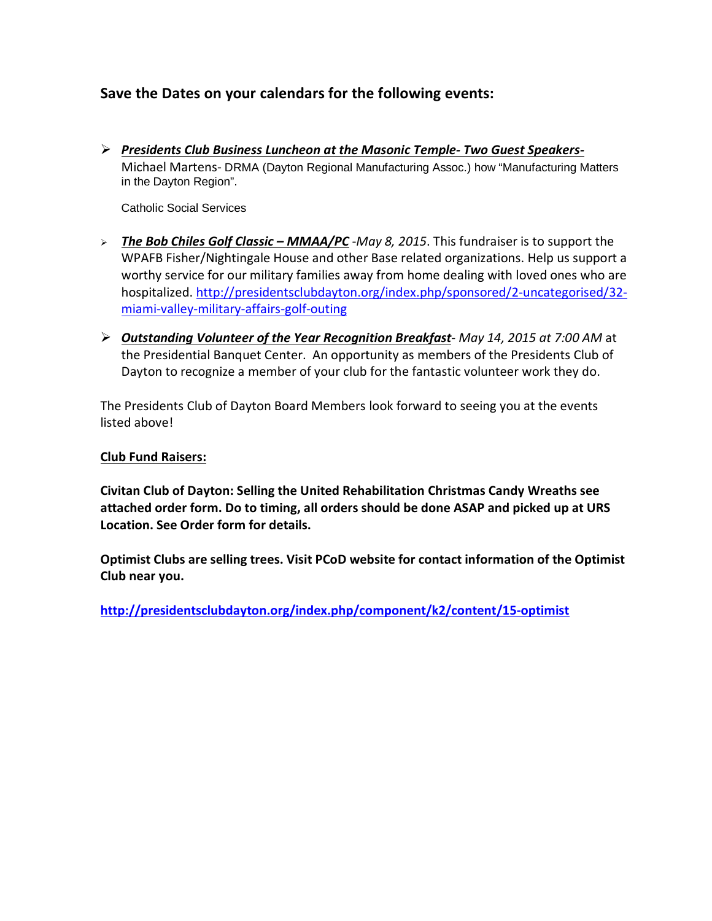### Save the Dates on your calendars for the following events:

- ***Presidents Club Business Luncheon at the Masonic Temple- Two Guest Speakers-*** Michael Martens- DRMA (Dayton Regional Manufacturing Assoc.) how "Manufacturing Matters in the Dayton Region".

  Catholic Social Services

- ***The Bob Chiles Golf Classic – MMAA/PC*** *-May 8, 2015*. This fundraiser is to support the WPAFB Fisher/Nightingale House and other Base related organizations. Help us support a worthy service for our military families away from home dealing with loved ones who are hospitalized. http://presidentsclubdayton.org/index.php/sponsored/2-uncategorised/32-miami-valley-military-affairs-golf-outing

- ***Outstanding Volunteer of the Year Recognition Breakfast***- *May 14, 2015 at 7:00 AM* at the Presidential Banquet Center. An opportunity as members of the Presidents Club of Dayton to recognize a member of your club for the fantastic volunteer work they do.

The Presidents Club of Dayton Board Members look forward to seeing you at the events listed above!

**Club Fund Raisers:**

**Civitan Club of Dayton: Selling the United Rehabilitation Christmas Candy Wreaths see attached order form. Do to timing, all orders should be done ASAP and picked up at URS Location. See Order form for details.**

**Optimist Clubs are selling trees. Visit PCoD website for contact information of the Optimist Club near you.**

**http://presidentsclubdayton.org/index.php/component/k2/content/15-optimist**